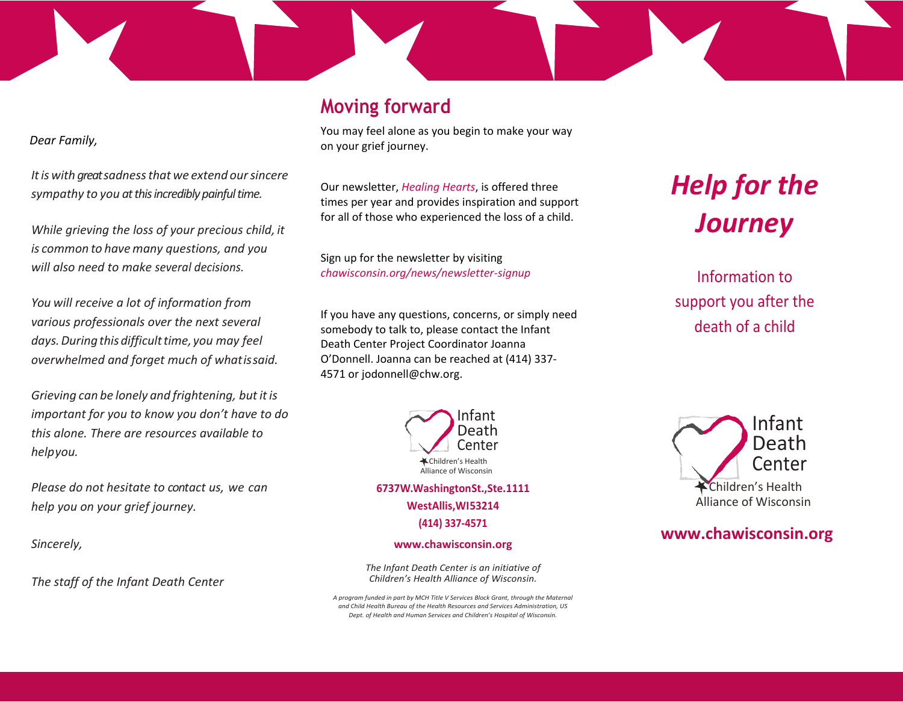*Dear Family,*

*It is with great sadness that we extend our sincere sympathy to you at this incredibly painful time.*

*While grieving the loss of your precious child, it is common to have many questions, and you will also need to make several decisions.*

*You will receive a lot of information from various professionals over the next several days. During this difficult time, you may feel overwhelmed and forget much of what is said.*

*Grieving can be lonely and frightening, but it is important for you to know you don't have to do this alone. There are resources available to help you.*

*Please do not hesitate to contact us, we can help you on your grief journey.*

*Sincerely,*

*The staff of the Infant Death Center*

## Moving forward

You may feel alone as you begin to make your way on your grief journey.

Our newsletter, *Healing Hearts*, is offered three times per year and provides inspiration and support for all of those who experienced the loss of a child.

Sign up for the newsletter by visiting *chawisconsin.org/news/newsletter-signup*

If you have any questions, concerns, or simply need somebody to talk to, please contact the Infant Death Center Project Coordinator Joanna O'Donnell. Joanna can be reached at (414) 337-4571 or jodonnell@chw.org.

Infant Death Center

Children's Health Alliance of Wisconsin

**6737 W. Washington St., Ste. 1111**

**West Allis, WI 53214**

**(414) 337-4571**

**www.chawisconsin.org**

*The Infant Death Center is an initiative of Children's Health Alliance of Wisconsin.*

*A program funded in part by MCH Title V Services Block Grant, through the Maternal and Child Health Bureau of the Health Resources and Services Administration, US Dept. of Health and Human Services and Children's Hospital of Wisconsin.*

# *Help for the Journey*

Information to support you after the death of a child

Infant Death Center

Children's Health Alliance of Wisconsin

**www.chawisconsin.org**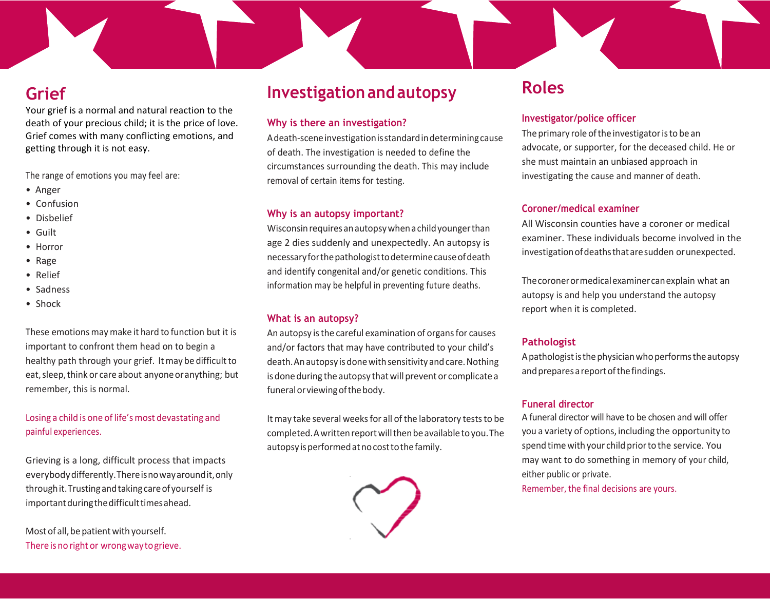## Grief

Your grief is a normal and natural reaction to the death of your precious child; it is the price of love. Grief comes with many conflicting emotions, and getting through it is not easy.

The range of emotions you may feel are:

- Anger
- Confusion
- Disbelief
- Guilt
- Horror
- Rage
- Relief
- Sadness
- Shock

These emotions may make it hard to function but it is important to confront them head on to begin a healthy path through your grief. It may be difficult to eat, sleep, think or care about anyone or anything; but remember, this is normal.

Losing a child is one of life's most devastating and painful experiences.

Grieving is a long, difficult process that impacts everybody differently. There is no way around it, only through it. Trusting and taking care of yourself is important during the difficult times ahead.

Most of all, be patient with yourself.
There is no right or wrong way to grieve.

## Investigation and autopsy

### Why is there an investigation?

A death-scene investigation is standard in determining cause of death. The investigation is needed to define the circumstances surrounding the death. This may include removal of certain items for testing.

### Why is an autopsy important?

Wisconsin requires an autopsy when a child younger than age 2 dies suddenly and unexpectedly. An autopsy is necessary for the pathologist to determine cause of death and identify congenital and/or genetic conditions. This information may be helpful in preventing future deaths.

### What is an autopsy?

An autopsy is the careful examination of organs for causes and/or factors that may have contributed to your child's death. An autopsy is done with sensitivity and care. Nothing is done during the autopsy that will prevent or complicate a funeral or viewing of the body.

It may take several weeks for all of the laboratory tests to be completed. A written report will then be available to you. The autopsy is performed at no cost to the family.

## Roles

### Investigator/police officer

The primary role of the investigator is to be an advocate, or supporter, for the deceased child. He or she must maintain an unbiased approach in investigating the cause and manner of death.

### Coroner/medical examiner

All Wisconsin counties have a coroner or medical examiner. These individuals become involved in the investigation of deaths that are sudden or unexpected.

The coroner or medical examiner can explain what an autopsy is and help you understand the autopsy report when it is completed.

### Pathologist

A pathologist is the physician who performs the autopsy and prepares a report of the findings.

### Funeral director

A funeral director will have to be chosen and will offer you a variety of options, including the opportunity to spend time with your child prior to the service. You may want to do something in memory of your child, either public or private.

Remember, the final decisions are yours.